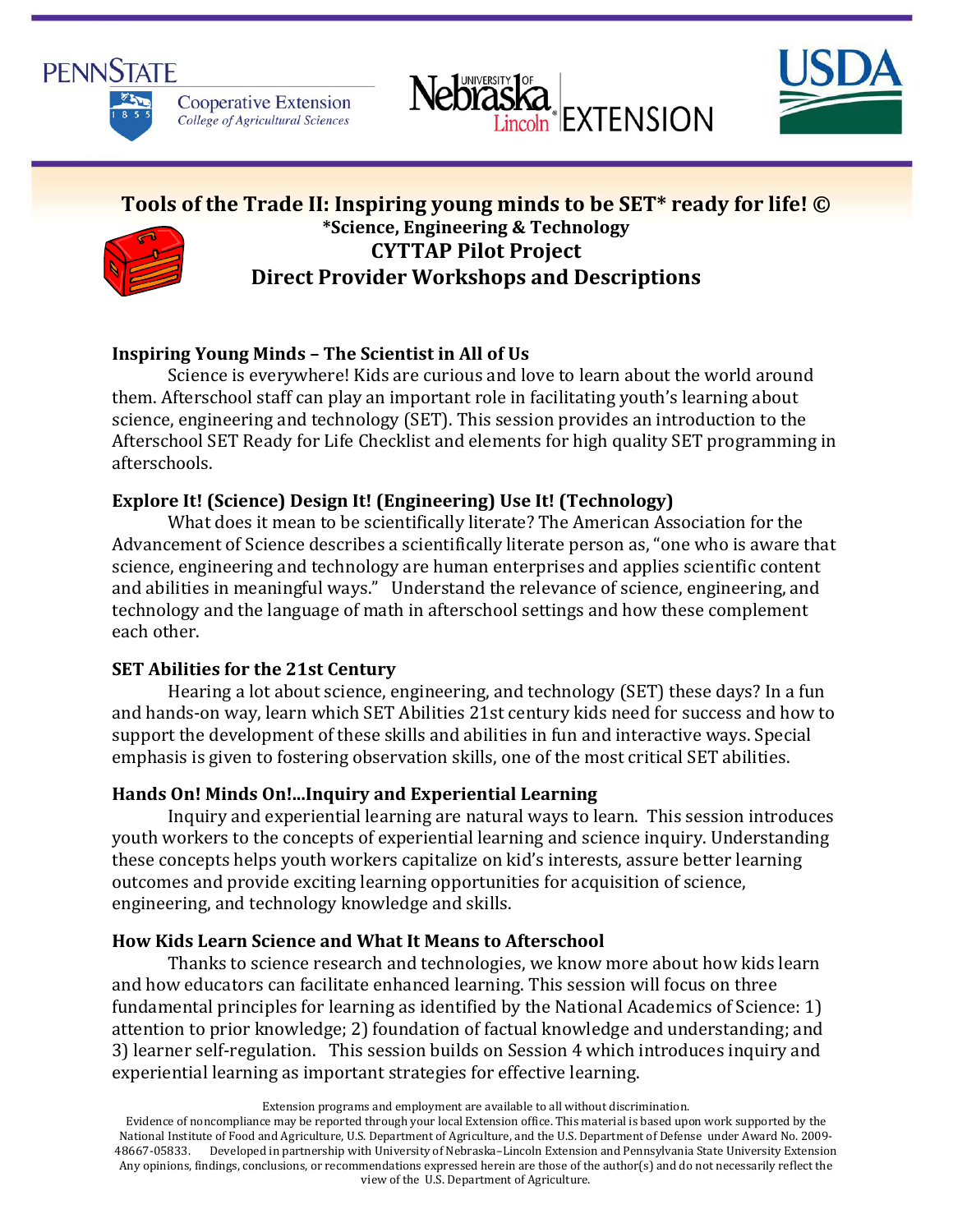# Tools of the Trade II: Inspiring young minds to be SET* ready for life! ©

**\*Science, Engineering & Technology**

## CYTTAP Pilot Project

## Direct Provider Workshops and Descriptions

### Inspiring Young Minds – The Scientist in All of Us

Science is everywhere! Kids are curious and love to learn about the world around them. Afterschool staff can play an important role in facilitating youth's learning about science, engineering and technology (SET). This session provides an introduction to the Afterschool SET Ready for Life Checklist and elements for high quality SET programming in afterschools.

### Explore It! (Science) Design It! (Engineering) Use It! (Technology)

What does it mean to be scientifically literate? The American Association for the Advancement of Science describes a scientifically literate person as, "one who is aware that science, engineering and technology are human enterprises and applies scientific content and abilities in meaningful ways." Understand the relevance of science, engineering, and technology and the language of math in afterschool settings and how these complement each other.

### SET Abilities for the 21st Century

Hearing a lot about science, engineering, and technology (SET) these days? In a fun and hands-on way, learn which SET Abilities 21st century kids need for success and how to support the development of these skills and abilities in fun and interactive ways. Special emphasis is given to fostering observation skills, one of the most critical SET abilities.

### Hands On! Minds On!...Inquiry and Experiential Learning

Inquiry and experiential learning are natural ways to learn. This session introduces youth workers to the concepts of experiential learning and science inquiry. Understanding these concepts helps youth workers capitalize on kid's interests, assure better learning outcomes and provide exciting learning opportunities for acquisition of science, engineering, and technology knowledge and skills.

### How Kids Learn Science and What It Means to Afterschool

Thanks to science research and technologies, we know more about how kids learn and how educators can facilitate enhanced learning. This session will focus on three fundamental principles for learning as identified by the National Academics of Science: 1) attention to prior knowledge; 2) foundation of factual knowledge and understanding; and 3) learner self-regulation. This session builds on Session 4 which introduces inquiry and experiential learning as important strategies for effective learning.

Extension programs and employment are available to all without discrimination.
Evidence of noncompliance may be reported through your local Extension office. This material is based upon work supported by the National Institute of Food and Agriculture, U.S. Department of Agriculture, and the U.S. Department of Defense under Award No. 2009-48667-05833. Developed in partnership with University of Nebraska–Lincoln Extension and Pennsylvania State University Extension Any opinions, findings, conclusions, or recommendations expressed herein are those of the author(s) and do not necessarily reflect the view of the U.S. Department of Agriculture.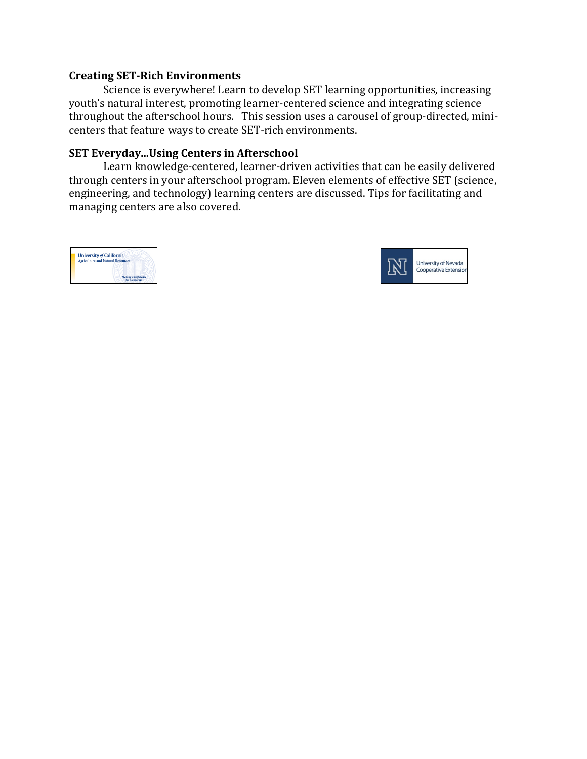**Creating SET-Rich Environments**

Science is everywhere! Learn to develop SET learning opportunities, increasing youth's natural interest, promoting learner-centered science and integrating science throughout the afterschool hours. This session uses a carousel of group-directed, mini-centers that feature ways to create SET-rich environments.

**SET Everyday...Using Centers in Afterschool**

Learn knowledge-centered, learner-driven activities that can be easily delivered through centers in your afterschool program. Eleven elements of effective SET (science, engineering, and technology) learning centers are discussed. Tips for facilitating and managing centers are also covered.

University of California
Agriculture and Natural Resources
Making a Difference for California

University of Nevada
Cooperative Extension